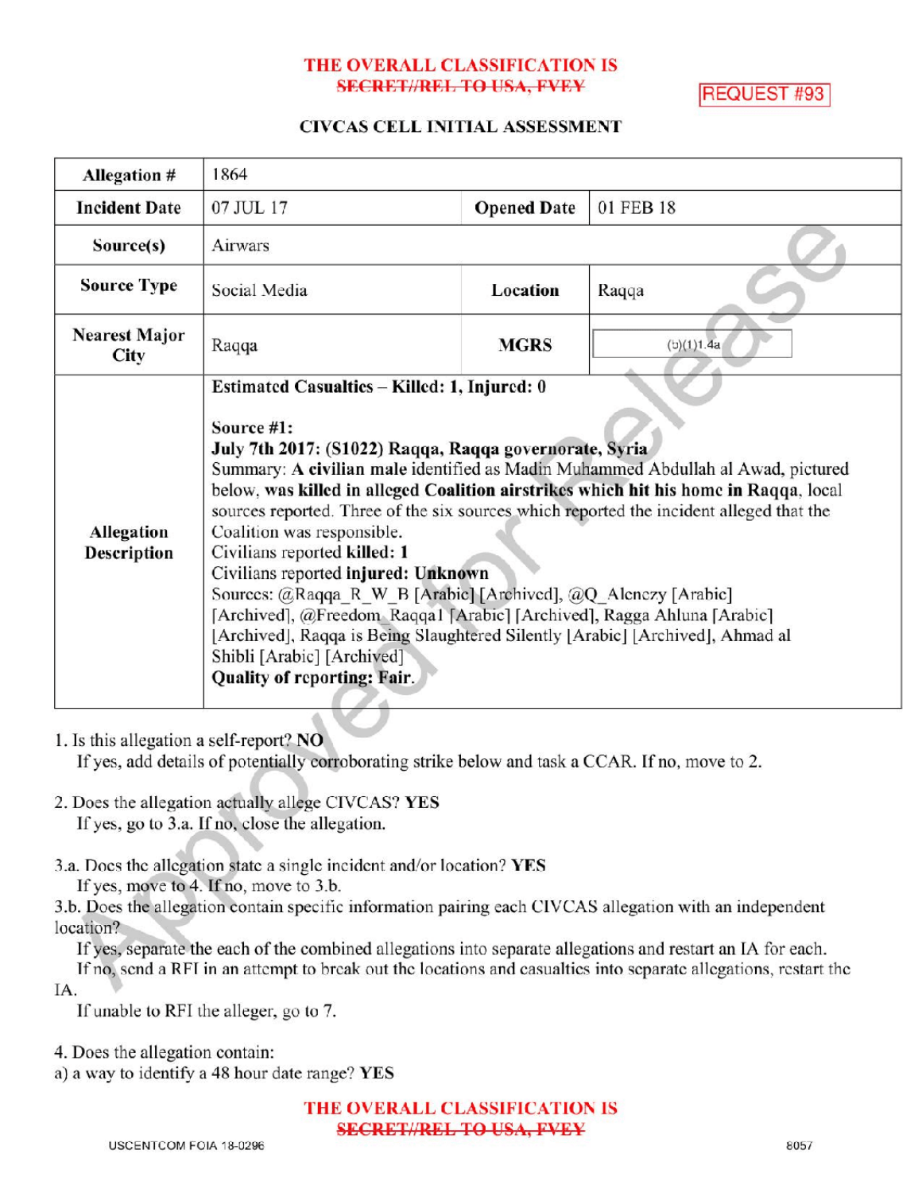THE OVERALL CLASSIFICATION IS
~~SECRET//REL TO USA, FVEY~~

REQUEST #93

## CIVCAS CELL INITIAL ASSESSMENT

| Allegation # | 1864 | | |
|---|---|---|---|
| Incident Date | 07 JUL 17 | Opened Date | 01 FEB 18 |
| Source(s) | Airwars | | |
| Source Type | Social Media | Location | Raqqa |
| Nearest Major City | Raqqa | MGRS | (b)(1)1.4a |
| Allegation Description | **Estimated Casualties – Killed: 1, Injured: 0**<br><br>**Source #1:**<br>**July 7th 2017: (S1022) Raqqa, Raqqa governorate, Syria**<br>Summary: **A civilian male** identified as Madin Muhammed Abdullah al Awad, pictured below, **was killed** in alleged **Coalition airstrikes which hit his home in Raqqa**, local sources reported. Three of the six sources which reported the incident alleged that the Coalition was responsible.<br>Civilians reported **killed: 1**<br>Civilians reported **injured: Unknown**<br>Sources: @Raqqa_R_W_B [Arabic] [Archived], @Q_Alenezy [Arabic] [Archived], @Freedom_Raqqa1 [Arabic] [Archived], Ragga Ahluna [Arabic] [Archived], Raqqa is Being Slaughtered Silently [Arabic] [Archived], Ahmad al Shibli [Arabic] [Archived]<br>**Quality of reporting: Fair.** | | |

1. Is this allegation a self-report? **NO**
   If yes, add details of potentially corroborating strike below and task a CCAR. If no, move to 2.

2. Does the allegation actually allege CIVCAS? **YES**
   If yes, go to 3.a. If no, close the allegation.

3.a. Does the allegation state a single incident and/or location? **YES**
   If yes, move to 4. If no, move to 3.b.

3.b. Does the allegation contain specific information pairing each CIVCAS allegation with an independent location?
   If yes, separate the each of the combined allegations into separate allegations and restart an IA for each.
   If no, send a RFI in an attempt to break out the locations and casualties into separate allegations, restart the IA.
   If unable to RFI the alleger, go to 7.

4. Does the allegation contain:
a) a way to identify a 48 hour date range? **YES**

THE OVERALL CLASSIFICATION IS
~~SECRET//REL TO USA, FVEY~~

USCENTCOM FOIA 18-0296 8057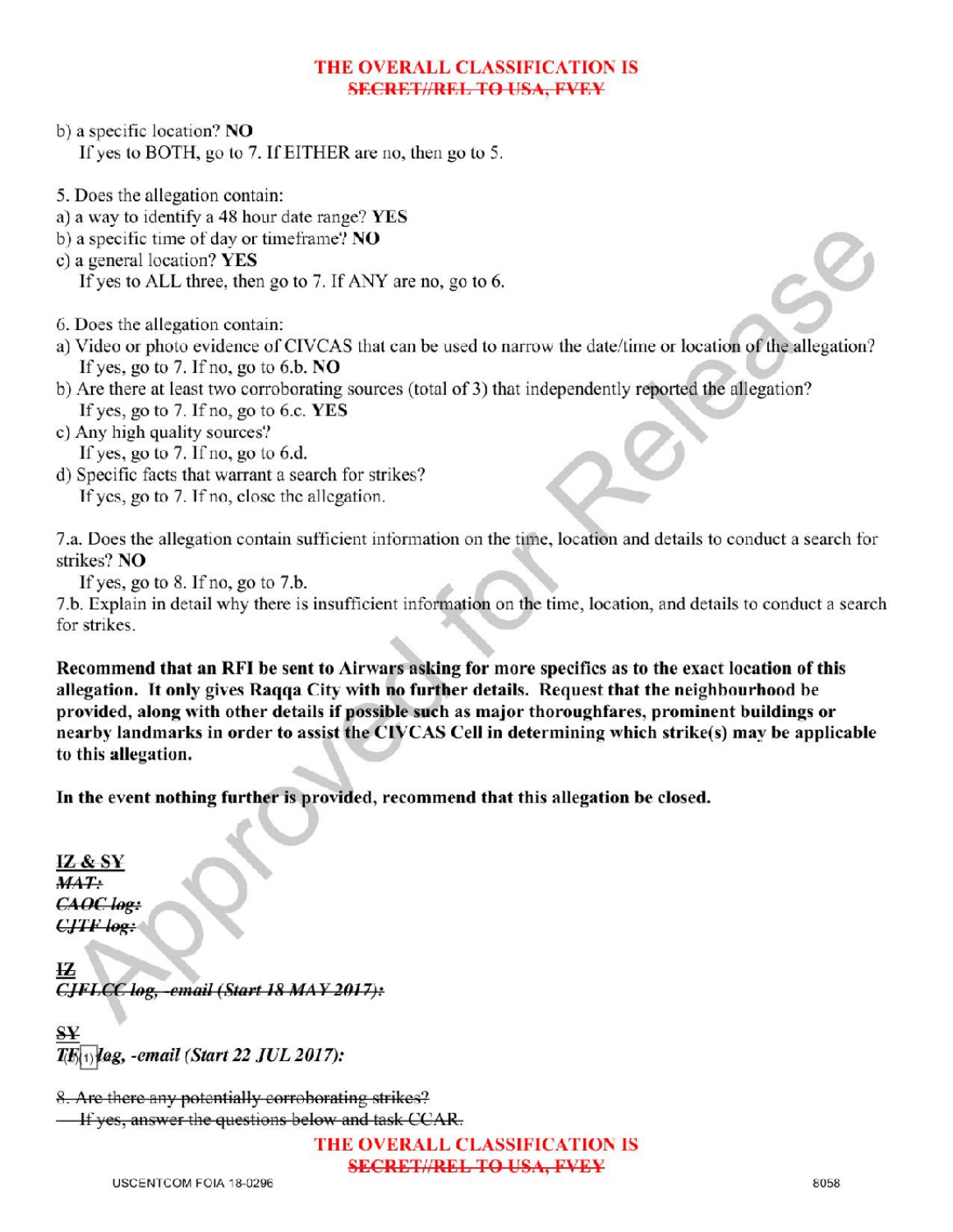b) a specific location? **NO**
If yes to BOTH, go to 7. If EITHER are no, then go to 5.

5. Does the allegation contain:
a) a way to identify a 48 hour date range? **YES**
b) a specific time of day or timeframe? **NO**
c) a general location? **YES**
If yes to ALL three, then go to 7. If ANY are no, go to 6.

6. Does the allegation contain:
a) Video or photo evidence of CIVCAS that can be used to narrow the date/time or location of the allegation?
If yes, go to 7. If no, go to 6.b. **NO**
b) Are there at least two corroborating sources (total of 3) that independently reported the allegation?
If yes, go to 7. If no, go to 6.c. **YES**
c) Any high quality sources?
If yes, go to 7. If no, go to 6.d.
d) Specific facts that warrant a search for strikes?
If yes, go to 7. If no, close the allegation.

7.a. Does the allegation contain sufficient information on the time, location and details to conduct a search for strikes? **NO**
If yes, go to 8. If no, go to 7.b.
7.b. Explain in detail why there is insufficient information on the time, location, and details to conduct a search for strikes.

**Recommend that an RFI be sent to Airwars asking for more specifics as to the exact location of this allegation. It only gives Raqqa City with no further details. Request that the neighbourhood be provided, along with other details if possible such as major thoroughfares, prominent buildings or nearby landmarks in order to assist the CIVCAS Cell in determining which strike(s) may be applicable to this allegation.**

**In the event nothing further is provided, recommend that this allegation be closed.**

**IZ & SY**
~~***MAT:***~~
~~***CAOC log:***~~
~~***CJTF log:***~~

~~**IZ**~~
~~***CJFLCC log, -email (Start 18 MAY 2017):***~~

~~**SY**~~
***TF (b)(1) log, -email (Start 22 JUL 2017):***

~~8. Are there any potentially corroborating strikes?~~
~~If yes, answer the questions below and task CCAR.~~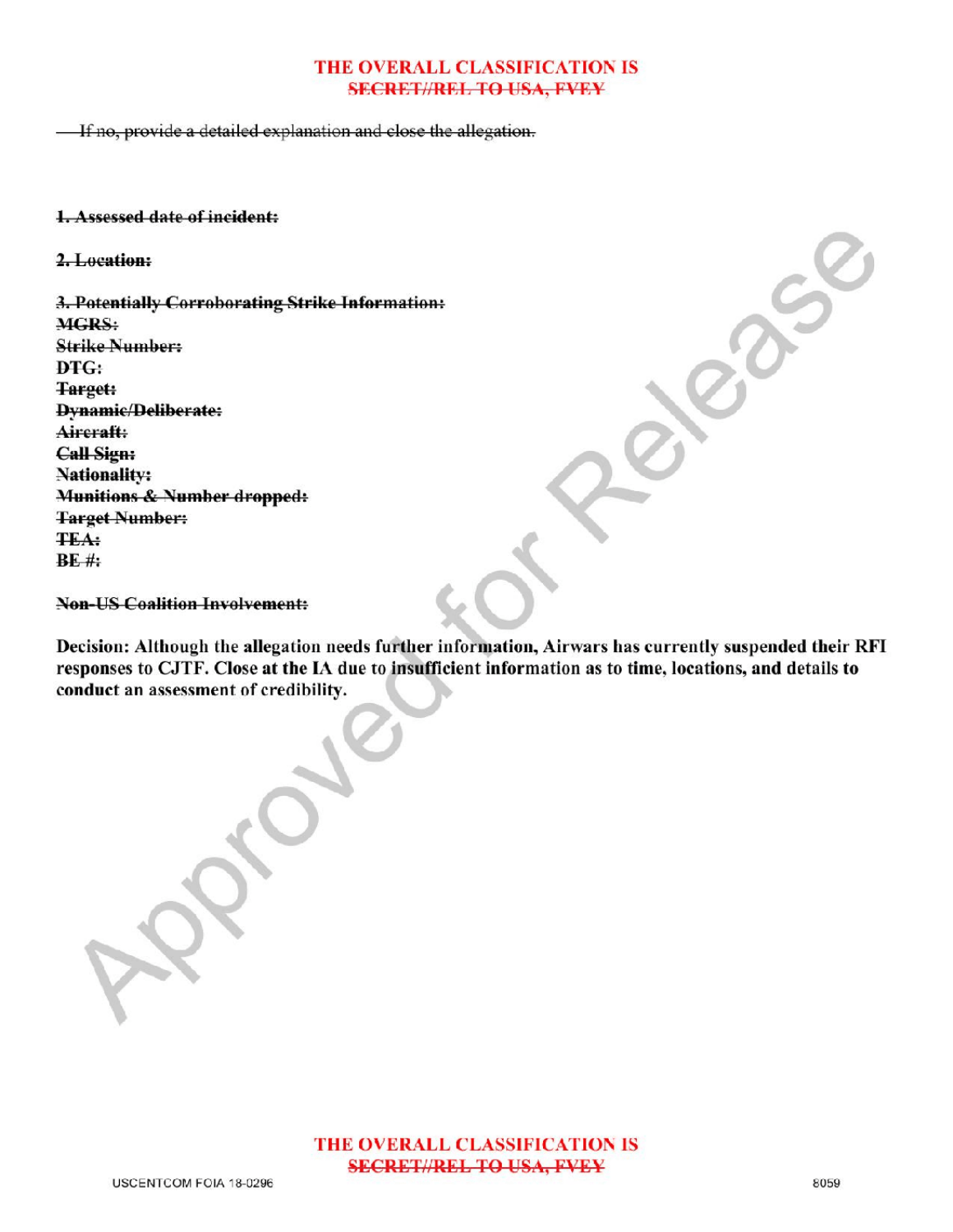THE OVERALL CLASSIFICATION IS
~~SECRET//REL TO USA, FVEY~~

~~If no, provide a detailed explanation and close the allegation.~~

**~~1. Assessed date of incident:~~**

**~~2. Location:~~**

**~~3. Potentially Corroborating Strike Information:~~**
**~~MGRS:~~**
**~~Strike Number:~~**
**DTG:**
**~~Target:~~**
**~~Dynamic/Deliberate:~~**
**~~Aircraft:~~**
**~~Call Sign:~~**
**~~Nationality:~~**
**~~Munitions & Number dropped:~~**
**~~Target Number:~~**
**~~TEA:~~**
**BE #:**

**~~Non-US Coalition Involvement:~~**

**Decision: Although the allegation needs further information, Airwars has currently suspended their RFI responses to CJTF. Close at the IA due to insufficient information as to time, locations, and details to conduct an assessment of credibility.**

THE OVERALL CLASSIFICATION IS
~~SECRET//REL TO USA, FVEY~~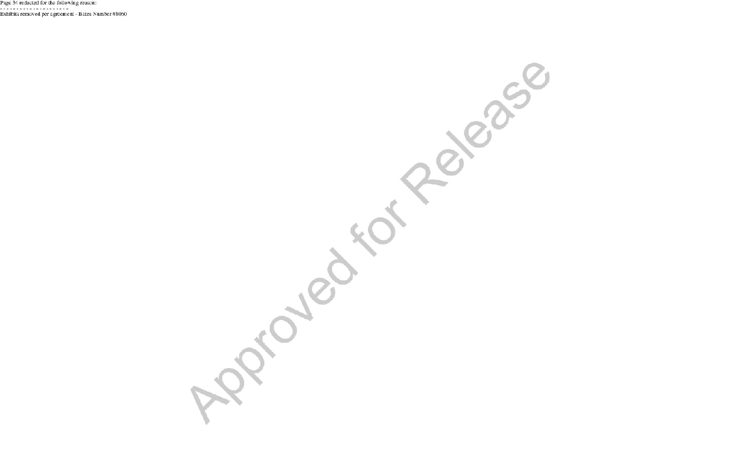Page 34 redacted for the following reason:

- - - - - - - - - - - - - - - - - - - -

Exhibits removed per agreement - Bates Number #8050

Approved for Release